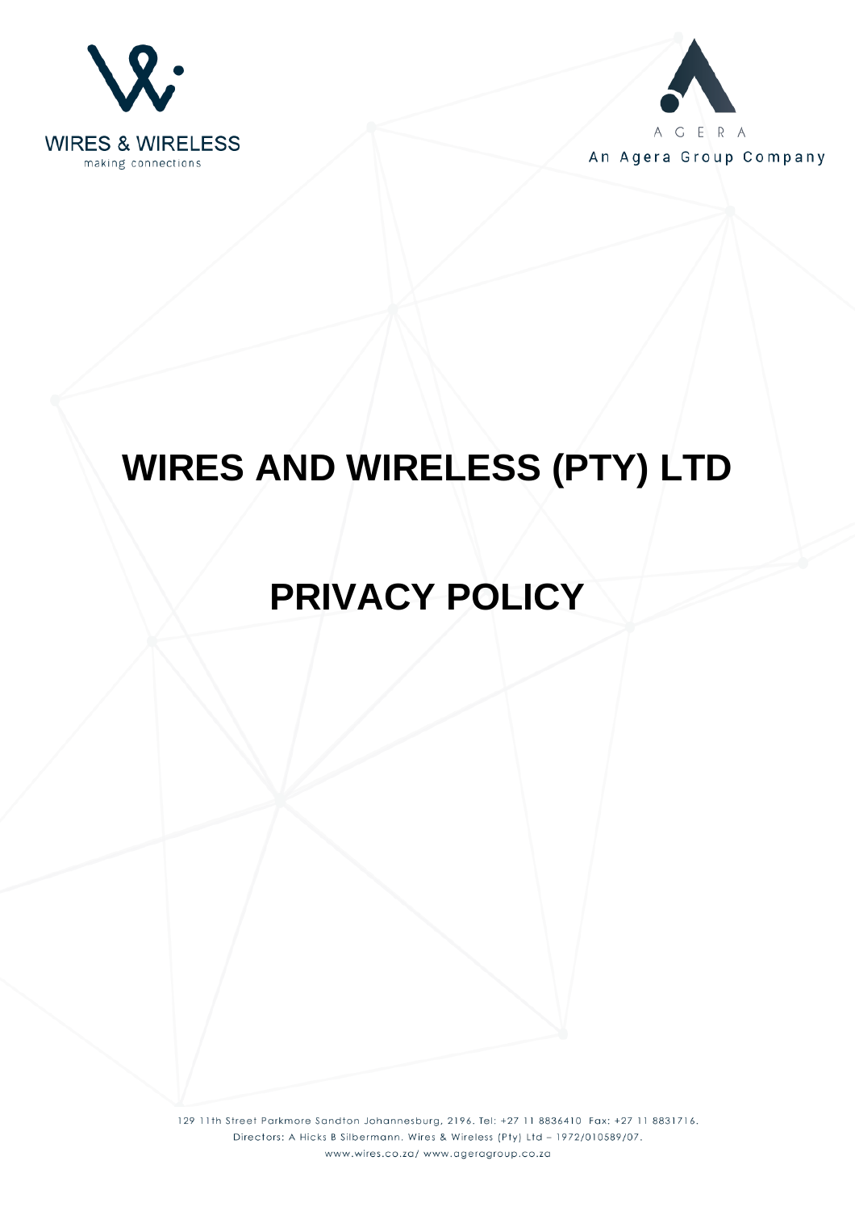WIRES & WIRELESS
making connections

AGERA
An Agera Group Company

# WIRES AND WIRELESS (PTY) LTD

# PRIVACY POLICY

129 11th Street Parkmore Sandton Johannesburg, 2196. Tel: +27 11 8836410 Fax: +27 11 8831716.
Directors: A Hicks B Silbermann. Wires & Wireless (Pty) Ltd – 1972/010589/07.
www.wires.co.za/ www.ageragroup.co.za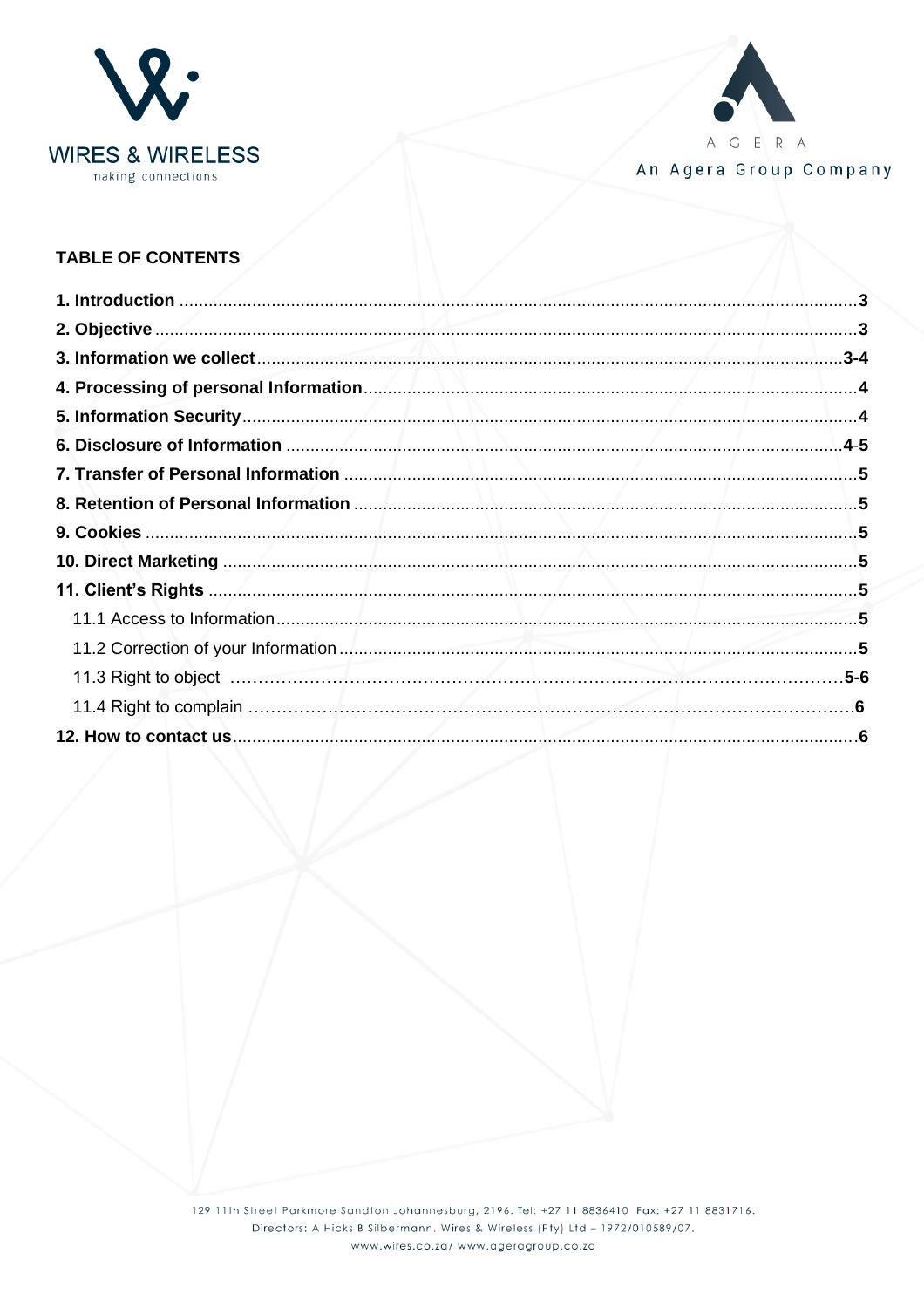## TABLE OF CONTENTS

**1. Introduction** .......... **3**
**2. Objective** .......... **3**
**3. Information we collect** .......... **3-4**
**4. Processing of personal Information** .......... **4**
**5. Information Security** .......... **4**
**6. Disclosure of Information** .......... **4-5**
**7. Transfer of Personal Information** .......... **5**
**8. Retention of Personal Information** .......... **5**
**9. Cookies** .......... **5**
**10. Direct Marketing** .......... **5**
**11. Client's Rights** .......... **5**
  11.1 Access to Information .......... **5**
  11.2 Correction of your Information .......... **5**
  11.3 Right to object .......... **5-6**
  11.4 Right to complain .......... **6**
**12. How to contact us** .......... **6**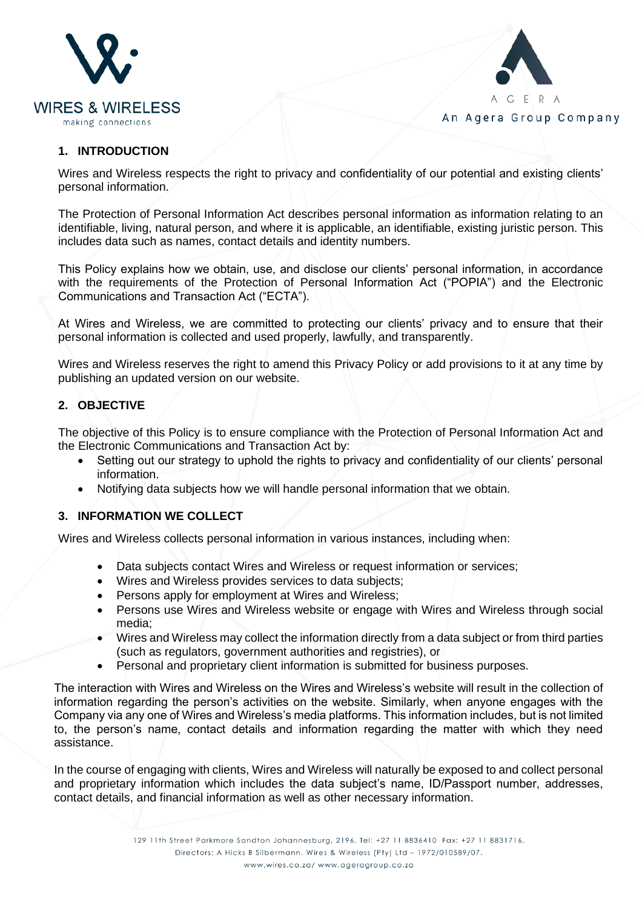## 1. INTRODUCTION

Wires and Wireless respects the right to privacy and confidentiality of our potential and existing clients' personal information.

The Protection of Personal Information Act describes personal information as information relating to an identifiable, living, natural person, and where it is applicable, an identifiable, existing juristic person. This includes data such as names, contact details and identity numbers.

This Policy explains how we obtain, use, and disclose our clients' personal information, in accordance with the requirements of the Protection of Personal Information Act ("POPIA") and the Electronic Communications and Transaction Act ("ECTA").

At Wires and Wireless, we are committed to protecting our clients' privacy and to ensure that their personal information is collected and used properly, lawfully, and transparently.

Wires and Wireless reserves the right to amend this Privacy Policy or add provisions to it at any time by publishing an updated version on our website.

## 2. OBJECTIVE

The objective of this Policy is to ensure compliance with the Protection of Personal Information Act and the Electronic Communications and Transaction Act by:

- Setting out our strategy to uphold the rights to privacy and confidentiality of our clients' personal information.
- Notifying data subjects how we will handle personal information that we obtain.

## 3. INFORMATION WE COLLECT

Wires and Wireless collects personal information in various instances, including when:

- Data subjects contact Wires and Wireless or request information or services;
- Wires and Wireless provides services to data subjects;
- Persons apply for employment at Wires and Wireless;
- Persons use Wires and Wireless website or engage with Wires and Wireless through social media;
- Wires and Wireless may collect the information directly from a data subject or from third parties (such as regulators, government authorities and registries), or
- Personal and proprietary client information is submitted for business purposes.

The interaction with Wires and Wireless on the Wires and Wireless's website will result in the collection of information regarding the person's activities on the website. Similarly, when anyone engages with the Company via any one of Wires and Wireless's media platforms. This information includes, but is not limited to, the person's name, contact details and information regarding the matter with which they need assistance.

In the course of engaging with clients, Wires and Wireless will naturally be exposed to and collect personal and proprietary information which includes the data subject's name, ID/Passport number, addresses, contact details, and financial information as well as other necessary information.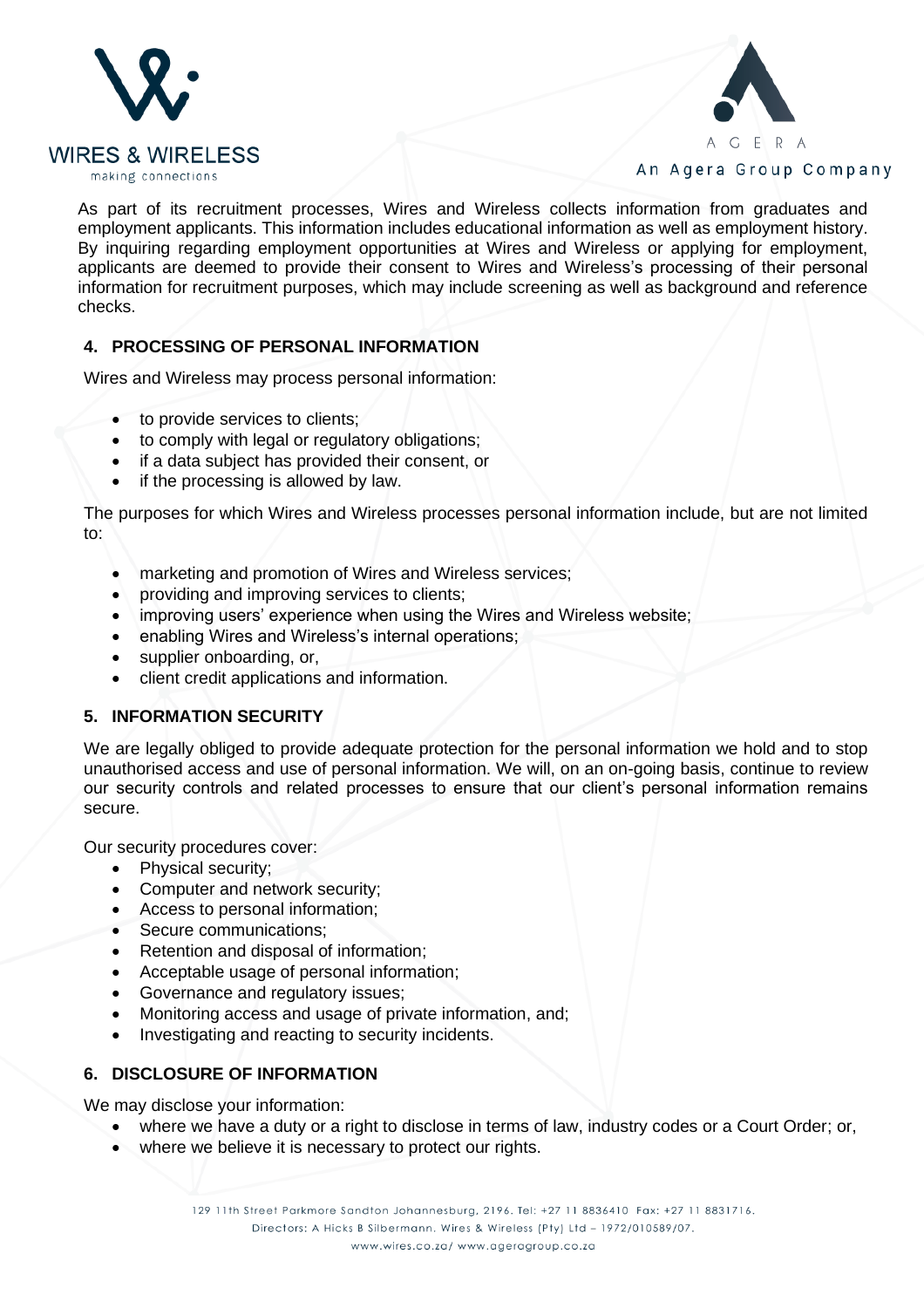As part of its recruitment processes, Wires and Wireless collects information from graduates and employment applicants. This information includes educational information as well as employment history. By inquiring regarding employment opportunities at Wires and Wireless or applying for employment, applicants are deemed to provide their consent to Wires and Wireless's processing of their personal information for recruitment purposes, which may include screening as well as background and reference checks.

## 4. PROCESSING OF PERSONAL INFORMATION

Wires and Wireless may process personal information:

- to provide services to clients;
- to comply with legal or regulatory obligations;
- if a data subject has provided their consent, or
- if the processing is allowed by law.

The purposes for which Wires and Wireless processes personal information include, but are not limited to:

- marketing and promotion of Wires and Wireless services;
- providing and improving services to clients;
- improving users' experience when using the Wires and Wireless website;
- enabling Wires and Wireless's internal operations;
- supplier onboarding, or,
- client credit applications and information.

## 5. INFORMATION SECURITY

We are legally obliged to provide adequate protection for the personal information we hold and to stop unauthorised access and use of personal information. We will, on an on-going basis, continue to review our security controls and related processes to ensure that our client's personal information remains secure.

Our security procedures cover:

- Physical security;
- Computer and network security;
- Access to personal information;
- Secure communications;
- Retention and disposal of information;
- Acceptable usage of personal information;
- Governance and regulatory issues;
- Monitoring access and usage of private information, and;
- Investigating and reacting to security incidents.

## 6. DISCLOSURE OF INFORMATION

We may disclose your information:

- where we have a duty or a right to disclose in terms of law, industry codes or a Court Order; or,
- where we believe it is necessary to protect our rights.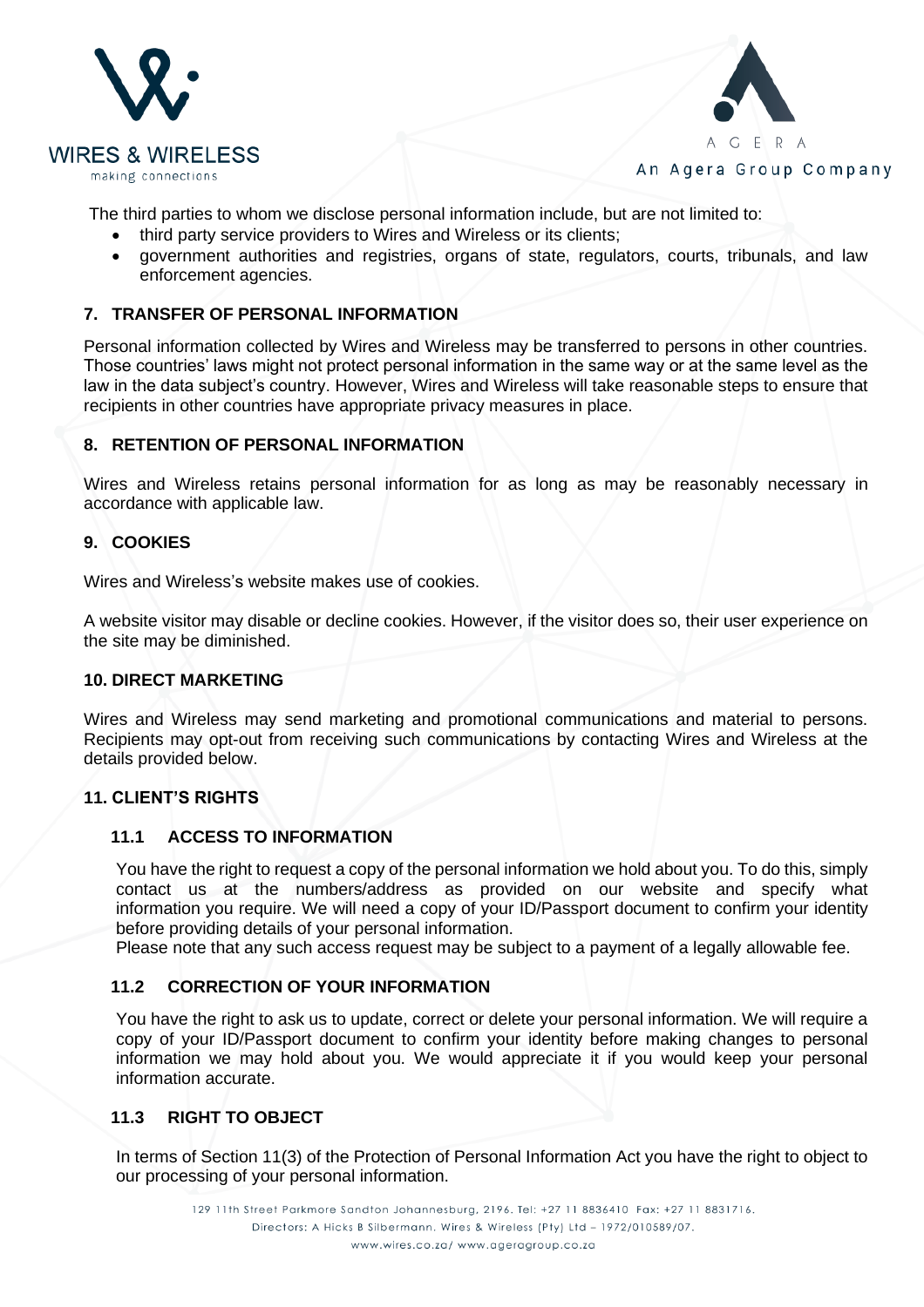The third parties to whom we disclose personal information include, but are not limited to:

- third party service providers to Wires and Wireless or its clients;
- government authorities and registries, organs of state, regulators, courts, tribunals, and law enforcement agencies.

## 7. TRANSFER OF PERSONAL INFORMATION

Personal information collected by Wires and Wireless may be transferred to persons in other countries. Those countries' laws might not protect personal information in the same way or at the same level as the law in the data subject's country. However, Wires and Wireless will take reasonable steps to ensure that recipients in other countries have appropriate privacy measures in place.

## 8. RETENTION OF PERSONAL INFORMATION

Wires and Wireless retains personal information for as long as may be reasonably necessary in accordance with applicable law.

## 9. COOKIES

Wires and Wireless's website makes use of cookies.

A website visitor may disable or decline cookies. However, if the visitor does so, their user experience on the site may be diminished.

## 10. DIRECT MARKETING

Wires and Wireless may send marketing and promotional communications and material to persons. Recipients may opt-out from receiving such communications by contacting Wires and Wireless at the details provided below.

## 11. CLIENT'S RIGHTS

### 11.1 ACCESS TO INFORMATION

You have the right to request a copy of the personal information we hold about you. To do this, simply contact us at the numbers/address as provided on our website and specify what information you require. We will need a copy of your ID/Passport document to confirm your identity before providing details of your personal information.

Please note that any such access request may be subject to a payment of a legally allowable fee.

### 11.2 CORRECTION OF YOUR INFORMATION

You have the right to ask us to update, correct or delete your personal information. We will require a copy of your ID/Passport document to confirm your identity before making changes to personal information we may hold about you. We would appreciate it if you would keep your personal information accurate.

### 11.3 RIGHT TO OBJECT

In terms of Section 11(3) of the Protection of Personal Information Act you have the right to object to our processing of your personal information.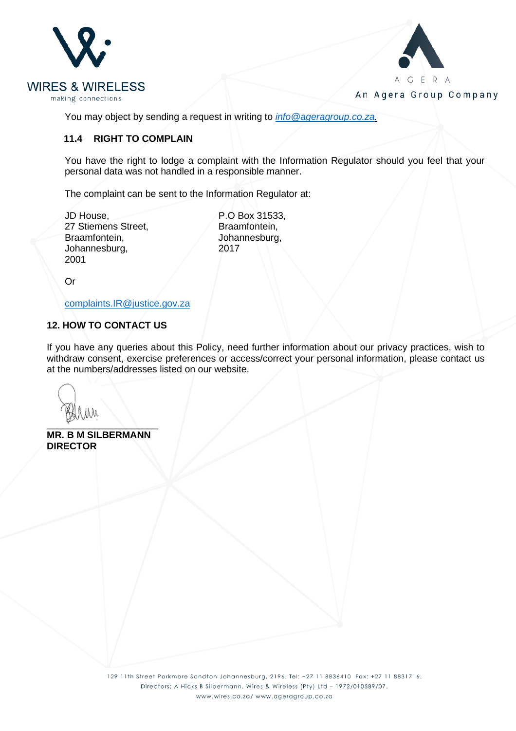You may object by sending a request in writing to *info@ageragroup.co.za.*

### 11.4 RIGHT TO COMPLAIN

You have the right to lodge a complaint with the Information Regulator should you feel that your personal data was not handled in a responsible manner.

The complaint can be sent to the Information Regulator at:

JD House,
27 Stiemens Street,
Braamfontein,
Johannesburg,
2001

P.O Box 31533,
Braamfontein,
Johannesburg,
2017

Or

complaints.IR@justice.gov.za

## 12. HOW TO CONTACT US

If you have any queries about this Policy, need further information about our privacy practices, wish to withdraw consent, exercise preferences or access/correct your personal information, please contact us at the numbers/addresses listed on our website.

____________________

**MR. B M SILBERMANN**
**DIRECTOR**